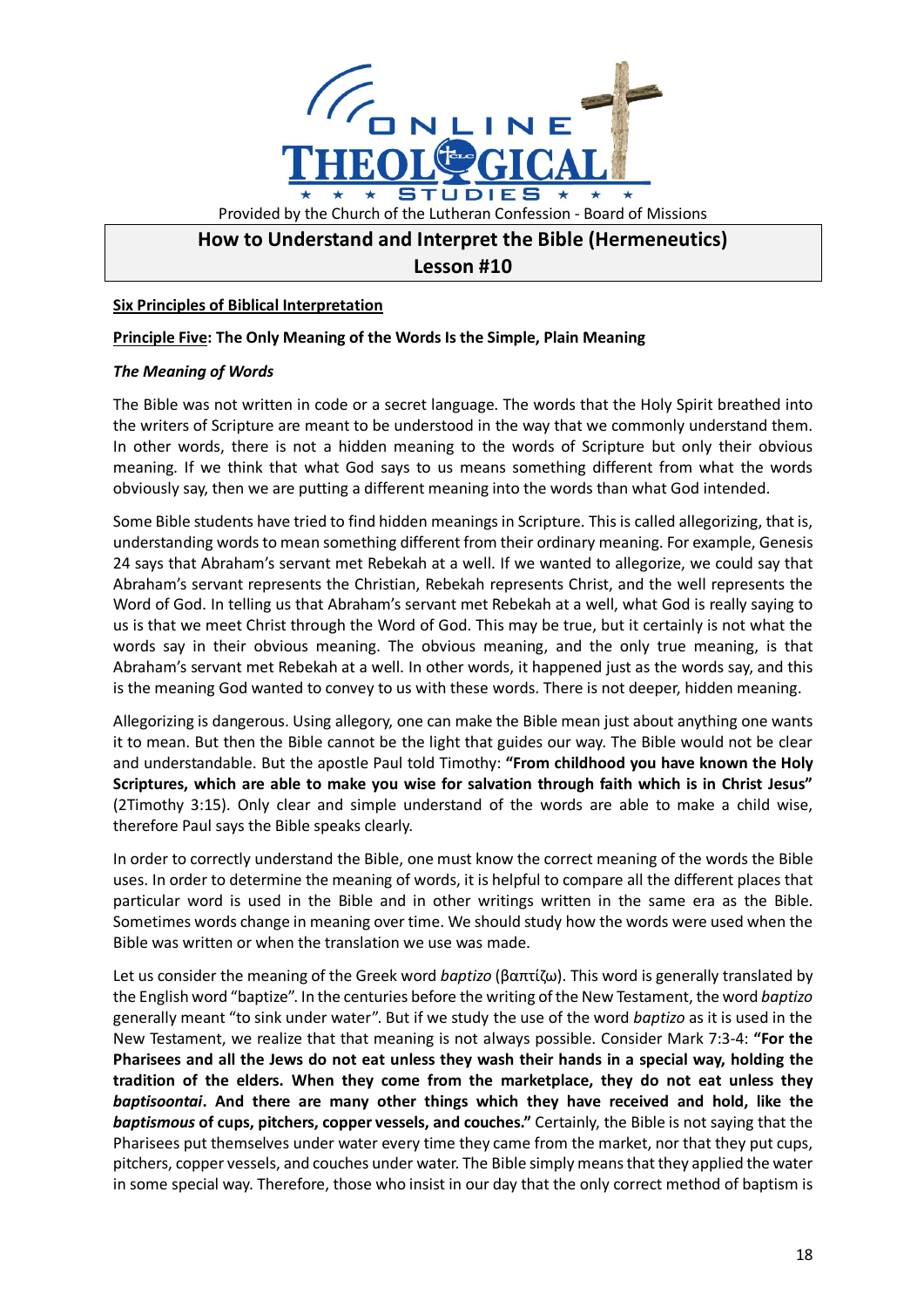Provided by the Church of the Lutheran Confession - Board of Missions

# How to Understand and Interpret the Bible (Hermeneutics)
# Lesson #10

## Six Principles of Biblical Interpretation

### Principle Five: The Only Meaning of the Words Is the Simple, Plain Meaning

#### *The Meaning of Words*

The Bible was not written in code or a secret language. The words that the Holy Spirit breathed into the writers of Scripture are meant to be understood in the way that we commonly understand them. In other words, there is not a hidden meaning to the words of Scripture but only their obvious meaning. If we think that what God says to us means something different from what the words obviously say, then we are putting a different meaning into the words than what God intended.

Some Bible students have tried to find hidden meanings in Scripture. This is called allegorizing, that is, understanding words to mean something different from their ordinary meaning. For example, Genesis 24 says that Abraham's servant met Rebekah at a well. If we wanted to allegorize, we could say that Abraham's servant represents the Christian, Rebekah represents Christ, and the well represents the Word of God. In telling us that Abraham's servant met Rebekah at a well, what God is really saying to us is that we meet Christ through the Word of God. This may be true, but it certainly is not what the words say in their obvious meaning. The obvious meaning, and the only true meaning, is that Abraham's servant met Rebekah at a well. In other words, it happened just as the words say, and this is the meaning God wanted to convey to us with these words. There is not deeper, hidden meaning.

Allegorizing is dangerous. Using allegory, one can make the Bible mean just about anything one wants it to mean. But then the Bible cannot be the light that guides our way. The Bible would not be clear and understandable. But the apostle Paul told Timothy: **"From childhood you have known the Holy Scriptures, which are able to make you wise for salvation through faith which is in Christ Jesus"** (2Timothy 3:15). Only clear and simple understand of the words are able to make a child wise, therefore Paul says the Bible speaks clearly.

In order to correctly understand the Bible, one must know the correct meaning of the words the Bible uses. In order to determine the meaning of words, it is helpful to compare all the different places that particular word is used in the Bible and in other writings written in the same era as the Bible. Sometimes words change in meaning over time. We should study how the words were used when the Bible was written or when the translation we use was made.

Let us consider the meaning of the Greek word *baptizo* (βαπτίζω). This word is generally translated by the English word "baptize". In the centuries before the writing of the New Testament, the word *baptizo* generally meant "to sink under water". But if we study the use of the word *baptizo* as it is used in the New Testament, we realize that that meaning is not always possible. Consider Mark 7:3-4: **"For the Pharisees and all the Jews do not eat unless they wash their hands in a special way, holding the tradition of the elders. When they come from the marketplace, they do not eat unless they *baptisoontai*. And there are many other things which they have received and hold, like the *baptismous* of cups, pitchers, copper vessels, and couches."** Certainly, the Bible is not saying that the Pharisees put themselves under water every time they came from the market, nor that they put cups, pitchers, copper vessels, and couches under water. The Bible simply means that they applied the water in some special way. Therefore, those who insist in our day that the only correct method of baptism is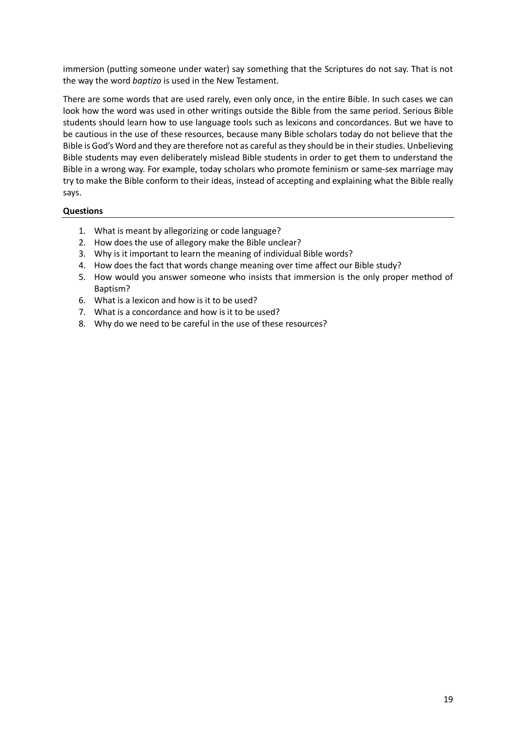immersion (putting someone under water) say something that the Scriptures do not say. That is not the way the word *baptizo* is used in the New Testament.

There are some words that are used rarely, even only once, in the entire Bible. In such cases we can look how the word was used in other writings outside the Bible from the same period. Serious Bible students should learn how to use language tools such as lexicons and concordances. But we have to be cautious in the use of these resources, because many Bible scholars today do not believe that the Bible is God's Word and they are therefore not as careful as they should be in their studies. Unbelieving Bible students may even deliberately mislead Bible students in order to get them to understand the Bible in a wrong way. For example, today scholars who promote feminism or same-sex marriage may try to make the Bible conform to their ideas, instead of accepting and explaining what the Bible really says.

**Questions**

1. What is meant by allegorizing or code language?
2. How does the use of allegory make the Bible unclear?
3. Why is it important to learn the meaning of individual Bible words?
4. How does the fact that words change meaning over time affect our Bible study?
5. How would you answer someone who insists that immersion is the only proper method of Baptism?
6. What is a lexicon and how is it to be used?
7. What is a concordance and how is it to be used?
8. Why do we need to be careful in the use of these resources?